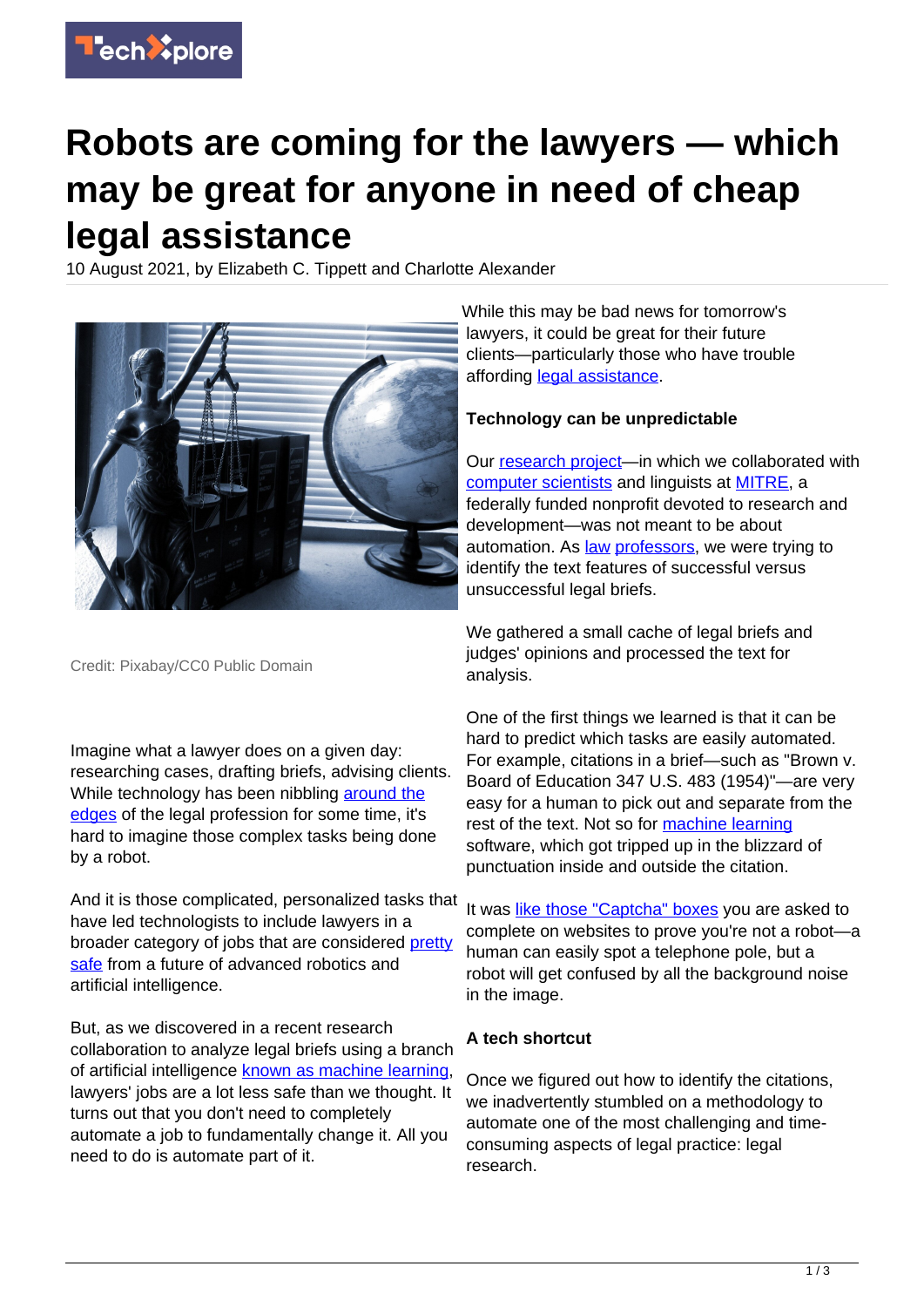# Robots are coming for the lawyers — which may be great for anyone in need of cheap legal assistance

10 August 2021, by Elizabeth C. Tippett and Charlotte Alexander

Credit: Pixabay/CC0 Public Domain

Imagine what a lawyer does on a given day: researching cases, drafting briefs, advising clients. While technology has been nibbling around the edges of the legal profession for some time, it's hard to imagine those complex tasks being done by a robot.

And it is those complicated, personalized tasks that have led technologists to include lawyers in a broader category of jobs that are considered pretty safe from a future of advanced robotics and artificial intelligence.

But, as we discovered in a recent research collaboration to analyze legal briefs using a branch of artificial intelligence known as machine learning, lawyers' jobs are a lot less safe than we thought. It turns out that you don't need to completely automate a job to fundamentally change it. All you need to do is automate part of it.

While this may be bad news for tomorrow's lawyers, it could be great for their future clients—particularly those who have trouble affording legal assistance.

**Technology can be unpredictable**

Our research project—in which we collaborated with computer scientists and linguists at MITRE, a federally funded nonprofit devoted to research and development—was not meant to be about automation. As law professors, we were trying to identify the text features of successful versus unsuccessful legal briefs.

We gathered a small cache of legal briefs and judges' opinions and processed the text for analysis.

One of the first things we learned is that it can be hard to predict which tasks are easily automated. For example, citations in a brief—such as "Brown v. Board of Education 347 U.S. 483 (1954)"—are very easy for a human to pick out and separate from the rest of the text. Not so for machine learning software, which got tripped up in the blizzard of punctuation inside and outside the citation.

It was like those "Captcha" boxes you are asked to complete on websites to prove you're not a robot—a human can easily spot a telephone pole, but a robot will get confused by all the background noise in the image.

**A tech shortcut**

Once we figured out how to identify the citations, we inadvertently stumbled on a methodology to automate one of the most challenging and time-consuming aspects of legal practice: legal research.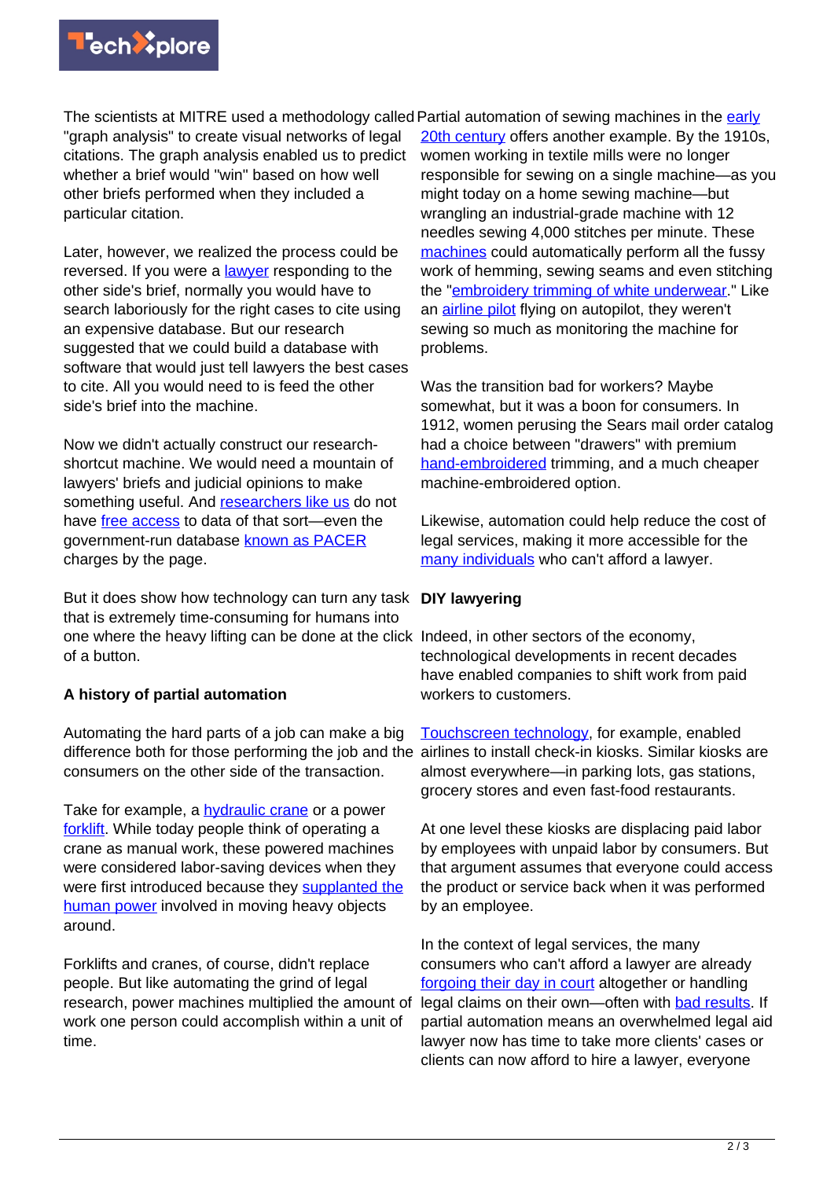The scientists at MITRE used a methodology called "graph analysis" to create visual networks of legal citations. The graph analysis enabled us to predict whether a brief would "win" based on how well other briefs performed when they included a particular citation.

Later, however, we realized the process could be reversed. If you were a lawyer responding to the other side's brief, normally you would have to search laboriously for the right cases to cite using an expensive database. But our research suggested that we could build a database with software that would just tell lawyers the best cases to cite. All you would need to is feed the other side's brief into the machine.

Now we didn't actually construct our research-shortcut machine. We would need a mountain of lawyers' briefs and judicial opinions to make something useful. And researchers like us do not have free access to data of that sort—even the government-run database known as PACER charges by the page.

But it does show how technology can turn any task that is extremely time-consuming for humans into one where the heavy lifting can be done at the click of a button.

**A history of partial automation**

Automating the hard parts of a job can make a big difference both for those performing the job and the consumers on the other side of the transaction.

Take for example, a hydraulic crane or a power forklift. While today people think of operating a crane as manual work, these powered machines were considered labor-saving devices when they were first introduced because they supplanted the human power involved in moving heavy objects around.

Forklifts and cranes, of course, didn't replace people. But like automating the grind of legal research, power machines multiplied the amount of work one person could accomplish within a unit of time.

Partial automation of sewing machines in the early 20th century offers another example. By the 1910s, women working in textile mills were no longer responsible for sewing on a single machine—as you might today on a home sewing machine—but wrangling an industrial-grade machine with 12 needles sewing 4,000 stitches per minute. These machines could automatically perform all the fussy work of hemming, sewing seams and even stitching the "embroidery trimming of white underwear." Like an airline pilot flying on autopilot, they weren't sewing so much as monitoring the machine for problems.

Was the transition bad for workers? Maybe somewhat, but it was a boon for consumers. In 1912, women perusing the Sears mail order catalog had a choice between "drawers" with premium hand-embroidered trimming, and a much cheaper machine-embroidered option.

Likewise, automation could help reduce the cost of legal services, making it more accessible for the many individuals who can't afford a lawyer.

**DIY lawyering**

Indeed, in other sectors of the economy, technological developments in recent decades have enabled companies to shift work from paid workers to customers.

Touchscreen technology, for example, enabled airlines to install check-in kiosks. Similar kiosks are almost everywhere—in parking lots, gas stations, grocery stores and even fast-food restaurants.

At one level these kiosks are displacing paid labor by employees with unpaid labor by consumers. But that argument assumes that everyone could access the product or service back when it was performed by an employee.

In the context of legal services, the many consumers who can't afford a lawyer are already forgoing their day in court altogether or handling legal claims on their own—often with bad results. If partial automation means an overwhelmed legal aid lawyer now has time to take more clients' cases or clients can now afford to hire a lawyer, everyone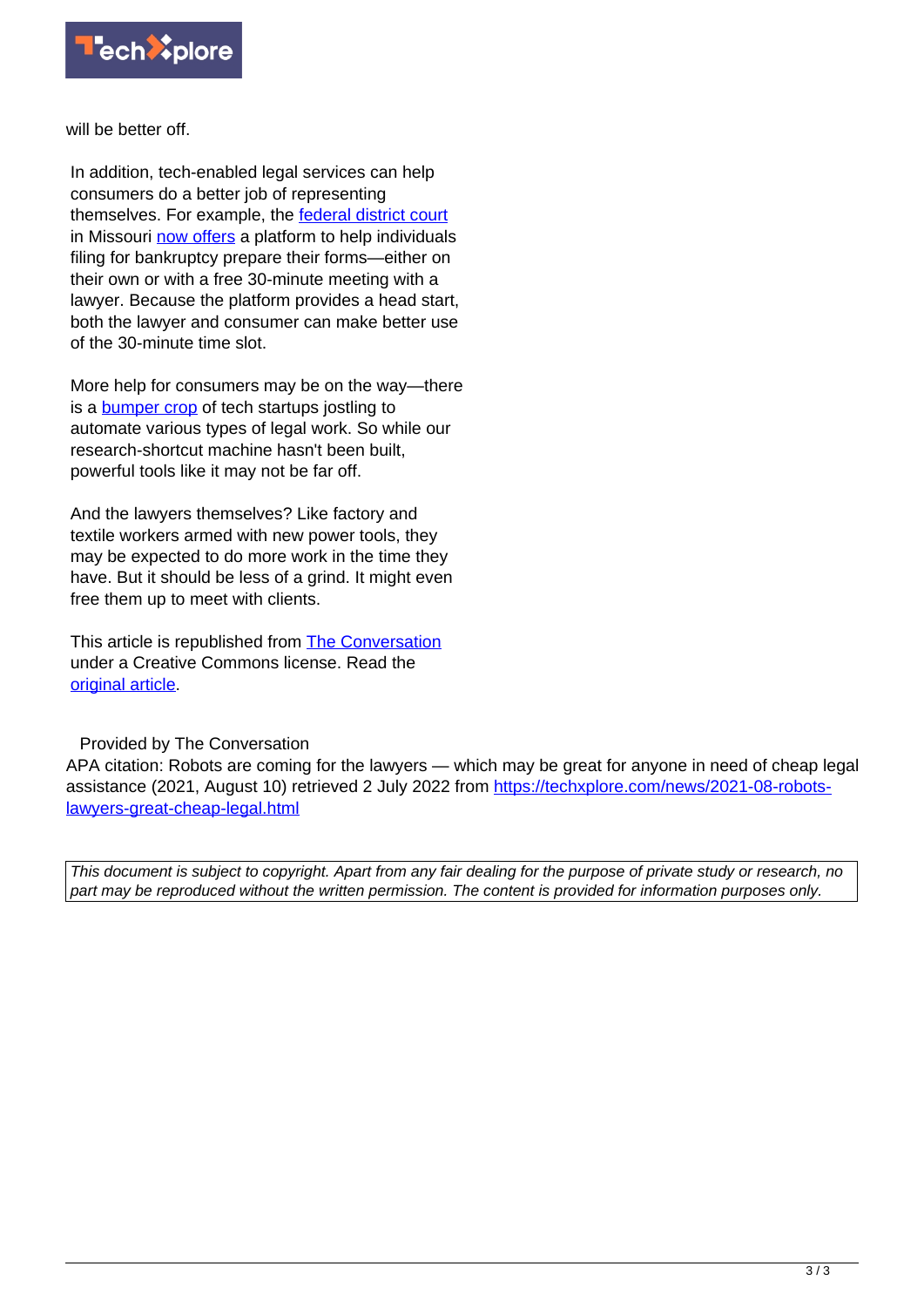will be better off.

In addition, tech-enabled legal services can help consumers do a better job of representing themselves. For example, the federal district court in Missouri now offers a platform to help individuals filing for bankruptcy prepare their forms—either on their own or with a free 30-minute meeting with a lawyer. Because the platform provides a head start, both the lawyer and consumer can make better use of the 30-minute time slot.

More help for consumers may be on the way—there is a bumper crop of tech startups jostling to automate various types of legal work. So while our research-shortcut machine hasn't been built, powerful tools like it may not be far off.

And the lawyers themselves? Like factory and textile workers armed with new power tools, they may be expected to do more work in the time they have. But it should be less of a grind. It might even free them up to meet with clients.

This article is republished from The Conversation under a Creative Commons license. Read the original article.

Provided by The Conversation

APA citation: Robots are coming for the lawyers — which may be great for anyone in need of cheap legal assistance (2021, August 10) retrieved 2 July 2022 from https://techxplore.com/news/2021-08-robots-lawyers-great-cheap-legal.html

*This document is subject to copyright. Apart from any fair dealing for the purpose of private study or research, no part may be reproduced without the written permission. The content is provided for information purposes only.*